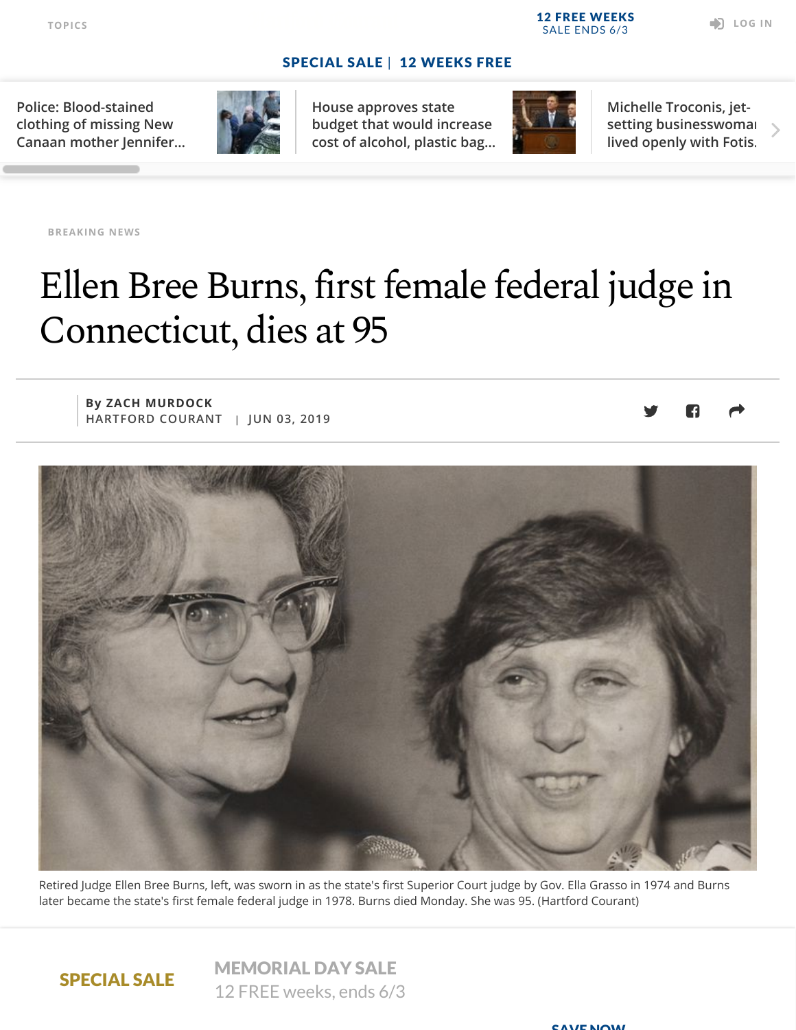BREAKING NEWS

# Ellen Bree Burns, first female federal judge in Connecticut, dies at 95

By ZACH MURDOCK
HARTFORD COURANT | JUN 03, 2019

Retired Judge Ellen Bree Burns, left, was sworn in as the state's first Superior Court judge by Gov. Ella Grasso in 1974 and Burns later became the state's first female federal judge in 1978. Burns died Monday. She was 95. (Hartford Courant)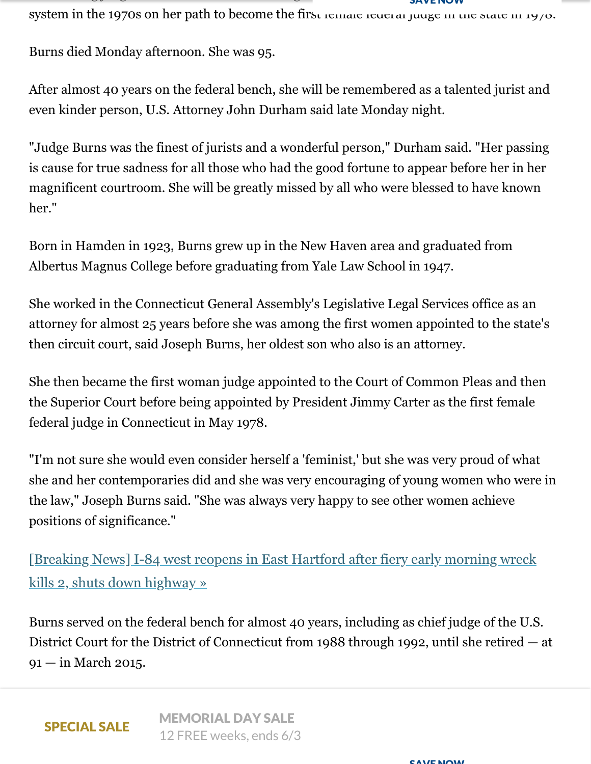system in the 1970s on her path to become the first female federal judge in the state in 1978.

Burns died Monday afternoon. She was 95.

After almost 40 years on the federal bench, she will be remembered as a talented jurist and even kinder person, U.S. Attorney John Durham said late Monday night.

"Judge Burns was the finest of jurists and a wonderful person," Durham said. "Her passing is cause for true sadness for all those who had the good fortune to appear before her in her magnificent courtroom. She will be greatly missed by all who were blessed to have known her."

Born in Hamden in 1923, Burns grew up in the New Haven area and graduated from Albertus Magnus College before graduating from Yale Law School in 1947.

She worked in the Connecticut General Assembly's Legislative Legal Services office as an attorney for almost 25 years before she was among the first women appointed to the state's then circuit court, said Joseph Burns, her oldest son who also is an attorney.

She then became the first woman judge appointed to the Court of Common Pleas and then the Superior Court before being appointed by President Jimmy Carter as the first female federal judge in Connecticut in May 1978.

"I'm not sure she would even consider herself a 'feminist,' but she was very proud of what she and her contemporaries did and she was very encouraging of young women who were in the law," Joseph Burns said. "She was always very happy to see other women achieve positions of significance."

[Breaking News] I-84 west reopens in East Hartford after fiery early morning wreck kills 2, shuts down highway »

Burns served on the federal bench for almost 40 years, including as chief judge of the U.S. District Court for the District of Connecticut from 1988 through 1992, until she retired — at 91 — in March 2015.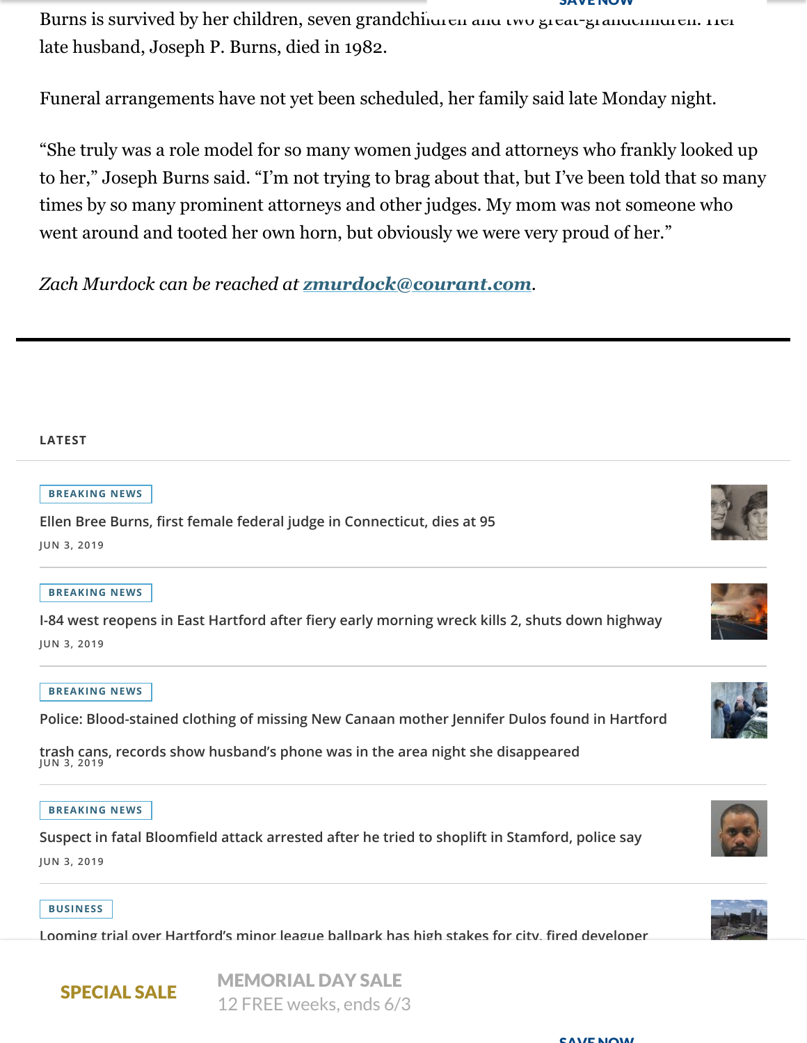Burns is survived by her children, seven grandchildren and two great-grandchildren. Her late husband, Joseph P. Burns, died in 1982.

Funeral arrangements have not yet been scheduled, her family said late Monday night.

"She truly was a role model for so many women judges and attorneys who frankly looked up to her," Joseph Burns said. "I'm not trying to brag about that, but I've been told that so many times by so many prominent attorneys and other judges. My mom was not someone who went around and tooted her own horn, but obviously we were very proud of her."

*Zach Murdock can be reached at* ***zmurdock@courant.com****.*

---

## LATEST

BREAKING NEWS

Ellen Bree Burns, first female federal judge in Connecticut, dies at 95

JUN 3, 2019

BREAKING NEWS

I-84 west reopens in East Hartford after fiery early morning wreck kills 2, shuts down highway

JUN 3, 2019

BREAKING NEWS

Police: Blood-stained clothing of missing New Canaan mother Jennifer Dulos found in Hartford trash cans, records show husband's phone was in the area night she disappeared

JUN 3, 2019

BREAKING NEWS

Suspect in fatal Bloomfield attack arrested after he tried to shoplift in Stamford, police say

JUN 3, 2019

BUSINESS

Looming trial over Hartford's minor league ballpark has high stakes for city, fired developer

SPECIAL SALE

MEMORIAL DAY SALE

12 FREE weeks, ends 6/3

SAVE NOW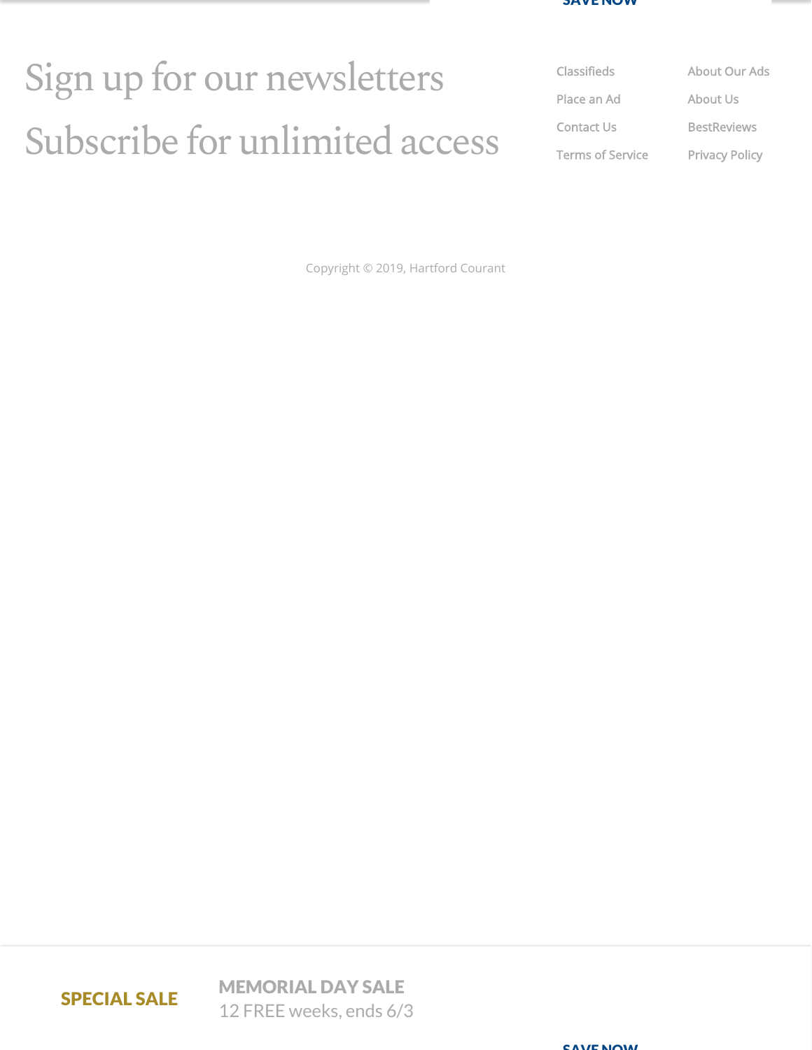SAVE NOW

Sign up for our newsletters

Subscribe for unlimited access

Classifieds

Place an Ad

Contact Us

Terms of Service

About Our Ads

About Us

BestReviews

Privacy Policy

Copyright © 2019, Hartford Courant

SPECIAL SALE

MEMORIAL DAY SALE

12 FREE weeks, ends 6/3

SAVE NOW